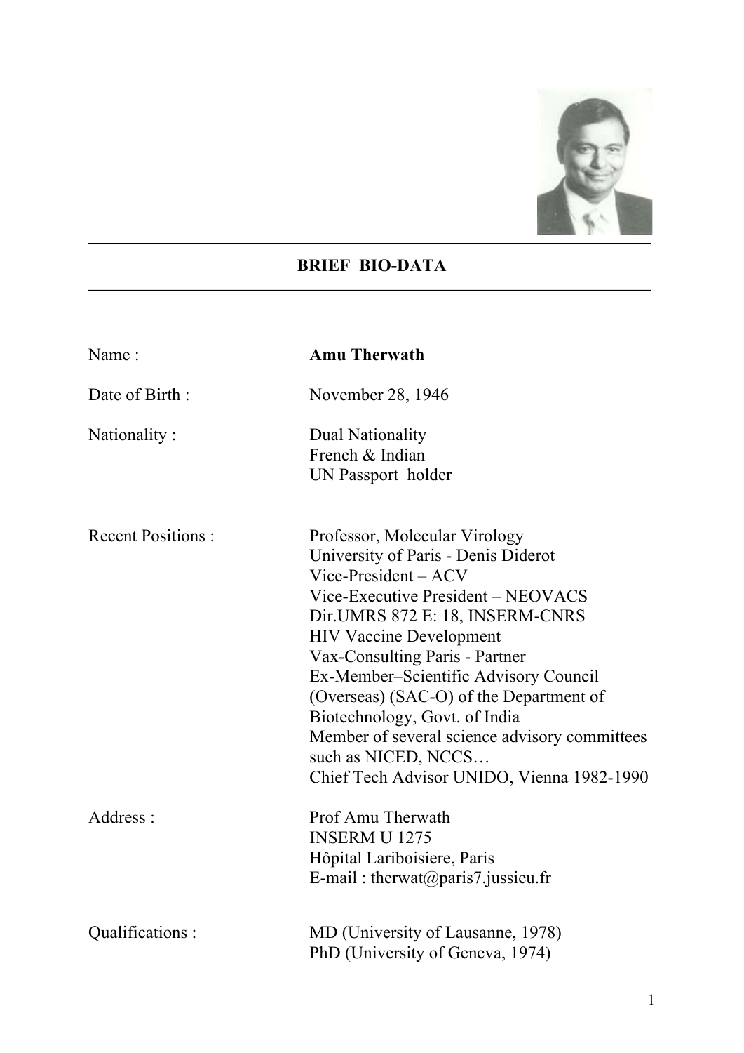## BRIEF BIO-DATA

| | |
|---|---|
| Name : | **Amu Therwath** |
| Date of Birth : | November 28, 1946 |
| Nationality : | Dual Nationality<br>French & Indian<br>UN Passport holder |
| Recent Positions : | Professor, Molecular Virology<br>University of Paris - Denis Diderot<br>Vice-President – ACV<br>Vice-Executive President – NEOVACS<br>Dir.UMRS 872 E: 18, INSERM-CNRS<br>HIV Vaccine Development<br>Vax-Consulting Paris - Partner<br>Ex-Member–Scientific Advisory Council (Overseas) (SAC-O) of the Department of Biotechnology, Govt. of India<br>Member of several science advisory committees such as NICED, NCCS…<br>Chief Tech Advisor UNIDO, Vienna 1982-1990 |
| Address : | Prof Amu Therwath<br>INSERM U 1275<br>Hôpital Lariboisiere, Paris<br>E-mail : therwat@paris7.jussieu.fr |
| Qualifications : | MD (University of Lausanne, 1978)<br>PhD (University of Geneva, 1974) |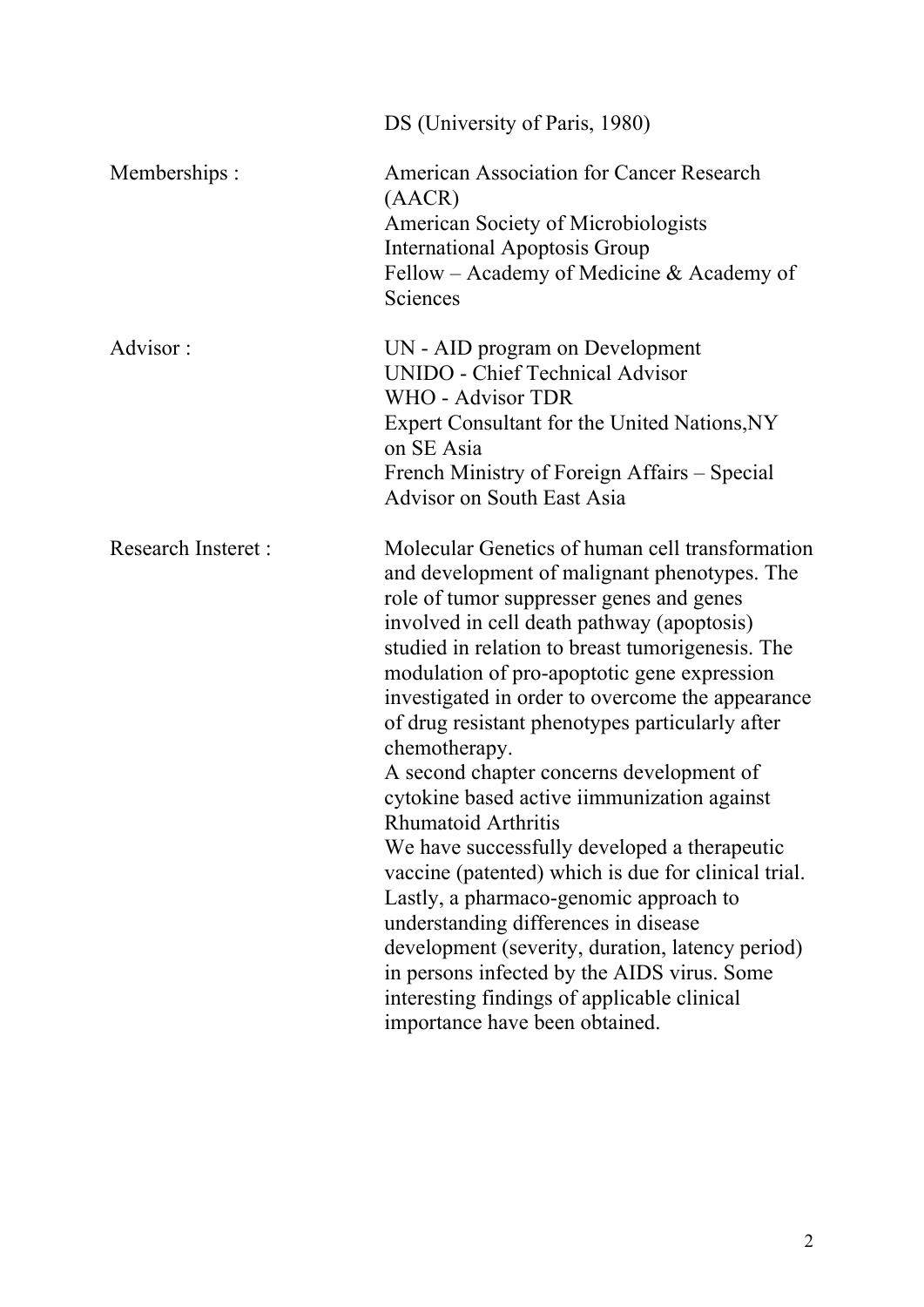| | |
|---|---|
| | DS (University of Paris, 1980) |
| Memberships : | American Association for Cancer Research (AACR)<br>American Society of Microbiologists<br>International Apoptosis Group<br>Fellow – Academy of Medicine & Academy of Sciences |
| Advisor : | UN - AID program on Development<br>UNIDO - Chief Technical Advisor<br>WHO - Advisor TDR<br>Expert Consultant for the United Nations,NY on SE Asia<br>French Ministry of Foreign Affairs – Special Advisor on South East Asia |
| Research Insteret : | Molecular Genetics of human cell transformation and development of malignant phenotypes. The role of tumor suppresser genes and genes involved in cell death pathway (apoptosis) studied in relation to breast tumorigenesis. The modulation of pro-apoptotic gene expression investigated in order to overcome the appearance of drug resistant phenotypes particularly after chemotherapy.<br>A second chapter concerns development of cytokine based active iimmunization against Rhumatoid Arthritis<br>We have successfully developed a therapeutic vaccine (patented) which is due for clinical trial.<br>Lastly, a pharmaco-genomic approach to understanding differences in disease development (severity, duration, latency period) in persons infected by the AIDS virus. Some interesting findings of applicable clinical importance have been obtained. |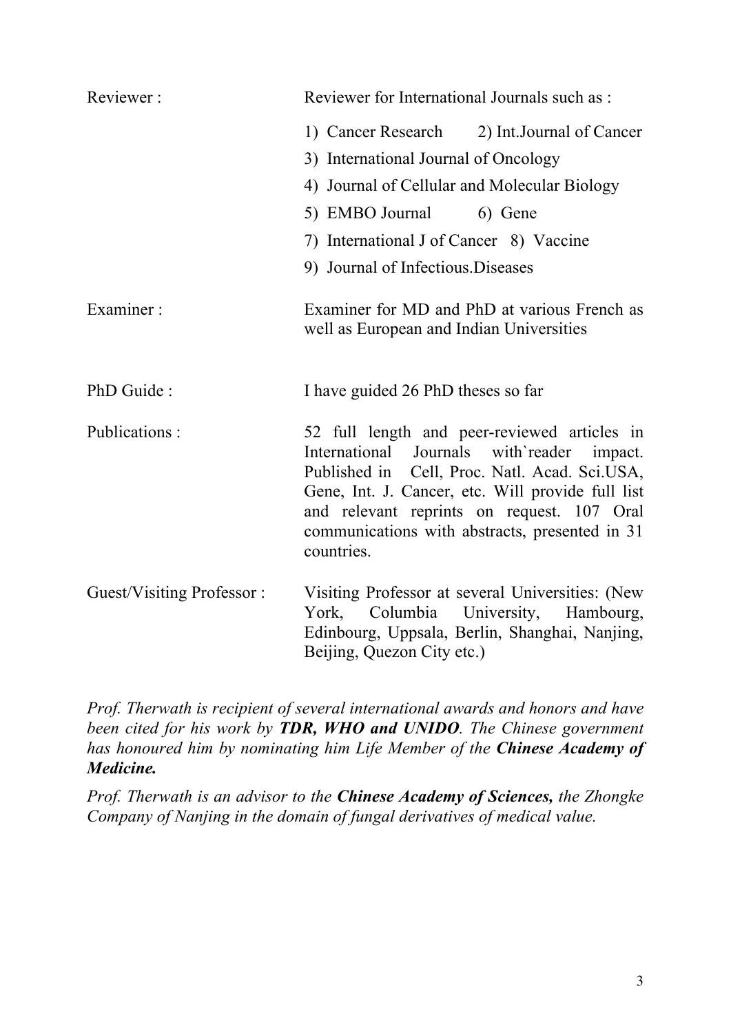| | |
|---|---|
| Reviewer : | Reviewer for International Journals such as :<br>1) Cancer Research 2) Int.Journal of Cancer<br>3) International Journal of Oncology<br>4) Journal of Cellular and Molecular Biology<br>5) EMBO Journal 6) Gene<br>7) International J of Cancer 8) Vaccine<br>9) Journal of Infectious.Diseases |
| Examiner : | Examiner for MD and PhD at various French as well as European and Indian Universities |
| PhD Guide : | I have guided 26 PhD theses so far |
| Publications : | 52 full length and peer-reviewed articles in International Journals with`reader impact. Published in Cell, Proc. Natl. Acad. Sci.USA, Gene, Int. J. Cancer, etc. Will provide full list and relevant reprints on request. 107 Oral communications with abstracts, presented in 31 countries. |
| Guest/Visiting Professor : | Visiting Professor at several Universities: (New York, Columbia University, Hambourg, Edinbourg, Uppsala, Berlin, Shanghai, Nanjing, Beijing, Quezon City etc.) |

*Prof. Therwath is recipient of several international awards and honors and have been cited for his work by **TDR, WHO and UNIDO**. The Chinese government has honoured him by nominating him Life Member of the **Chinese Academy of Medicine.***

*Prof. Therwath is an advisor to the **Chinese Academy of Sciences,** the Zhongke Company of Nanjing in the domain of fungal derivatives of medical value.*